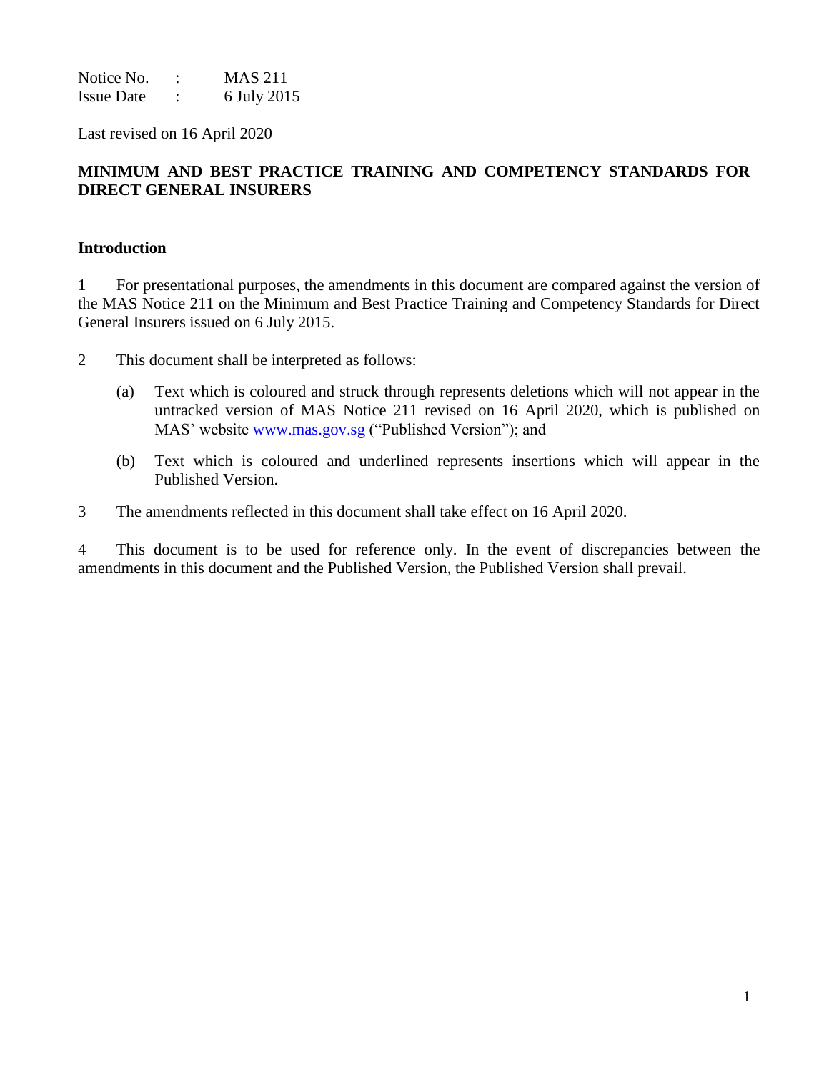Notice No. : MAS 211
Issue Date : 6 July 2015

Last revised on 16 April 2020

**MINIMUM AND BEST PRACTICE TRAINING AND COMPETENCY STANDARDS FOR DIRECT GENERAL INSURERS**

---

**Introduction**

1 For presentational purposes, the amendments in this document are compared against the version of the MAS Notice 211 on the Minimum and Best Practice Training and Competency Standards for Direct General Insurers issued on 6 July 2015.

2 This document shall be interpreted as follows:

(a) Text which is coloured and struck through represents deletions which will not appear in the untracked version of MAS Notice 211 revised on 16 April 2020, which is published on MAS' website www.mas.gov.sg ("Published Version"); and

(b) Text which is coloured and underlined represents insertions which will appear in the Published Version.

3 The amendments reflected in this document shall take effect on 16 April 2020.

4 This document is to be used for reference only. In the event of discrepancies between the amendments in this document and the Published Version, the Published Version shall prevail.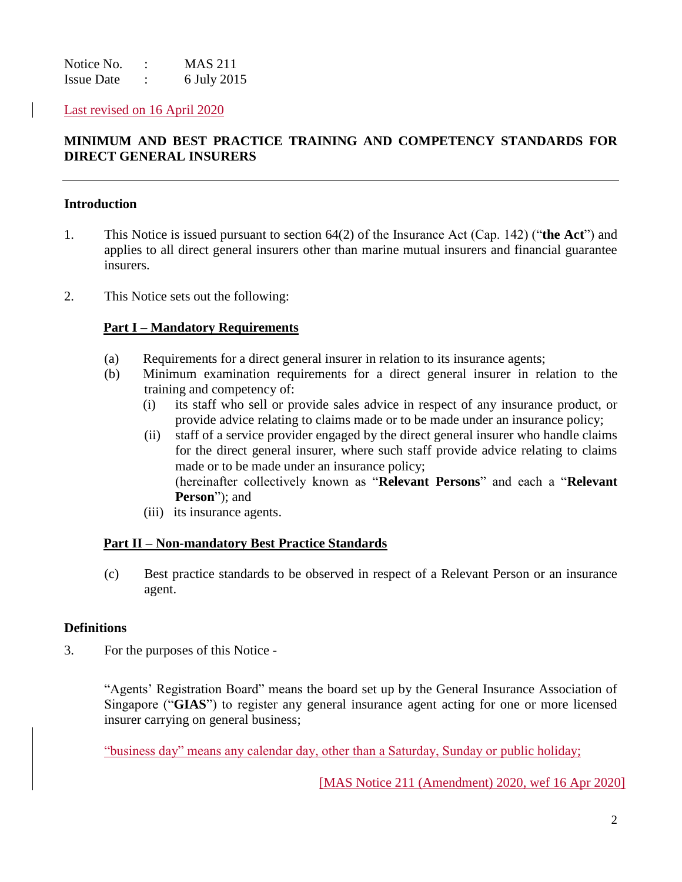Notice No. : MAS 211
Issue Date : 6 July 2015

Last revised on 16 April 2020

## MINIMUM AND BEST PRACTICE TRAINING AND COMPETENCY STANDARDS FOR DIRECT GENERAL INSURERS

---

### Introduction

1. This Notice is issued pursuant to section 64(2) of the Insurance Act (Cap. 142) ("**the Act**") and applies to all direct general insurers other than marine mutual insurers and financial guarantee insurers.

2. This Notice sets out the following:

   **Part I – Mandatory Requirements**

   (a) Requirements for a direct general insurer in relation to its insurance agents;

   (b) Minimum examination requirements for a direct general insurer in relation to the training and competency of:

   (i) its staff who sell or provide sales advice in respect of any insurance product, or provide advice relating to claims made or to be made under an insurance policy;

   (ii) staff of a service provider engaged by the direct general insurer who handle claims for the direct general insurer, where such staff provide advice relating to claims made or to be made under an insurance policy;
   (hereinafter collectively known as "**Relevant Persons**" and each a "**Relevant Person**"); and

   (iii) its insurance agents.

   **Part II – Non-mandatory Best Practice Standards**

   (c) Best practice standards to be observed in respect of a Relevant Person or an insurance agent.

### Definitions

3. For the purposes of this Notice -

   "Agents' Registration Board" means the board set up by the General Insurance Association of Singapore ("**GIAS**") to register any general insurance agent acting for one or more licensed insurer carrying on general business;

   "business day" means any calendar day, other than a Saturday, Sunday or public holiday;

   [MAS Notice 211 (Amendment) 2020, wef 16 Apr 2020]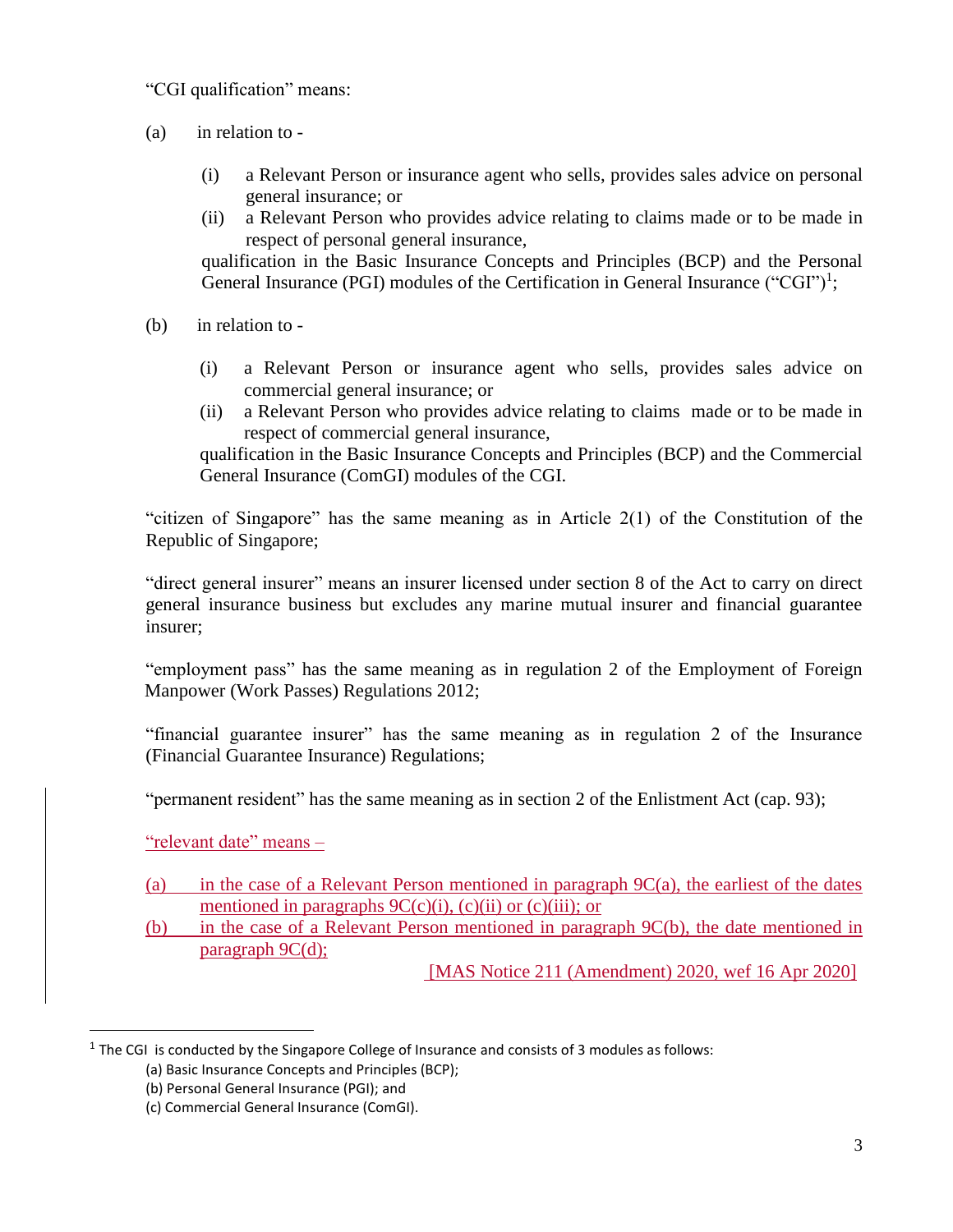"CGI qualification" means:

(a) in relation to -

  (i) a Relevant Person or insurance agent who sells, provides sales advice on personal general insurance; or
  (ii) a Relevant Person who provides advice relating to claims made or to be made in respect of personal general insurance,

  qualification in the Basic Insurance Concepts and Principles (BCP) and the Personal General Insurance (PGI) modules of the Certification in General Insurance ("CGI")[1];

(b) in relation to -

  (i) a Relevant Person or insurance agent who sells, provides sales advice on commercial general insurance; or
  (ii) a Relevant Person who provides advice relating to claims made or to be made in respect of commercial general insurance,

  qualification in the Basic Insurance Concepts and Principles (BCP) and the Commercial General Insurance (ComGI) modules of the CGI.

"citizen of Singapore" has the same meaning as in Article 2(1) of the Constitution of the Republic of Singapore;

"direct general insurer" means an insurer licensed under section 8 of the Act to carry on direct general insurance business but excludes any marine mutual insurer and financial guarantee insurer;

"employment pass" has the same meaning as in regulation 2 of the Employment of Foreign Manpower (Work Passes) Regulations 2012;

"financial guarantee insurer" has the same meaning as in regulation 2 of the Insurance (Financial Guarantee Insurance) Regulations;

"permanent resident" has the same meaning as in section 2 of the Enlistment Act (cap. 93);

"relevant date" means –

(a) in the case of a Relevant Person mentioned in paragraph 9C(a), the earliest of the dates mentioned in paragraphs 9C(c)(i), (c)(ii) or (c)(iii); or
(b) in the case of a Relevant Person mentioned in paragraph 9C(b), the date mentioned in paragraph 9C(d);

[MAS Notice 211 (Amendment) 2020, wef 16 Apr 2020]

---

[1] The CGI is conducted by the Singapore College of Insurance and consists of 3 modules as follows:
(a) Basic Insurance Concepts and Principles (BCP);
(b) Personal General Insurance (PGI); and
(c) Commercial General Insurance (ComGI).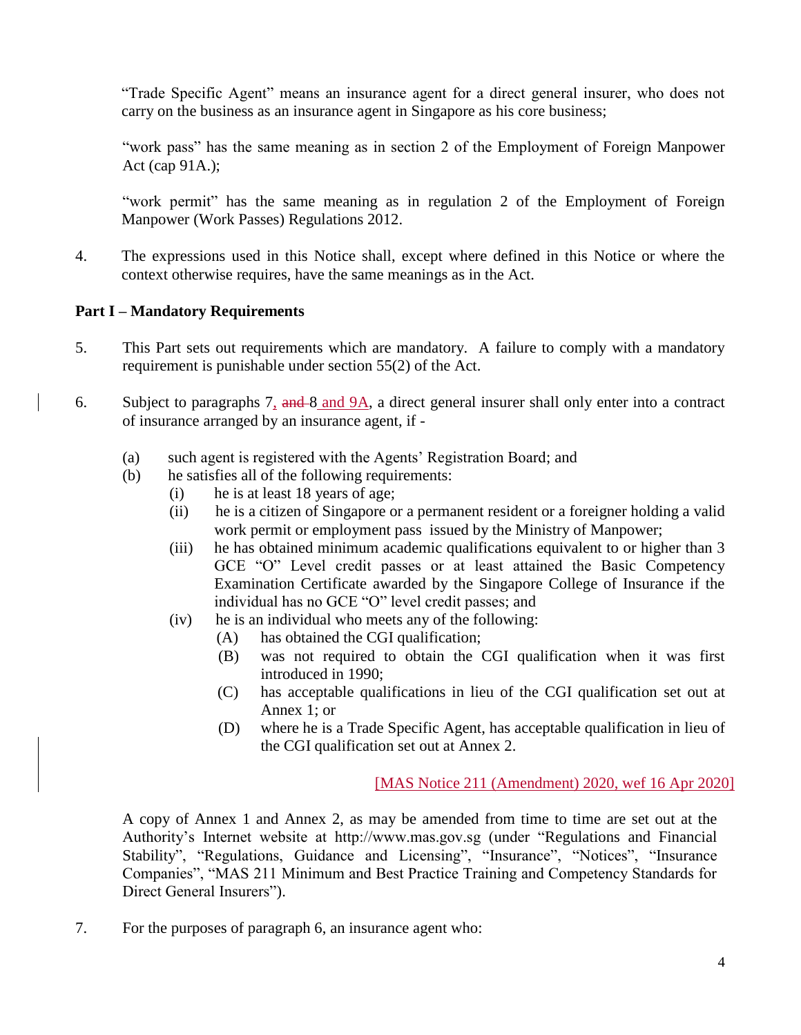"Trade Specific Agent" means an insurance agent for a direct general insurer, who does not carry on the business as an insurance agent in Singapore as his core business;

"work pass" has the same meaning as in section 2 of the Employment of Foreign Manpower Act (cap 91A.);

"work permit" has the same meaning as in regulation 2 of the Employment of Foreign Manpower (Work Passes) Regulations 2012.

4. The expressions used in this Notice shall, except where defined in this Notice or where the context otherwise requires, have the same meanings as in the Act.

**Part I – Mandatory Requirements**

5. This Part sets out requirements which are mandatory. A failure to comply with a mandatory requirement is punishable under section 55(2) of the Act.

6. Subject to paragraphs 7, ~~and~~ 8 and 9A, a direct general insurer shall only enter into a contract of insurance arranged by an insurance agent, if -

   (a) such agent is registered with the Agents' Registration Board; and
   (b) he satisfies all of the following requirements:
      (i) he is at least 18 years of age;
      (ii) he is a citizen of Singapore or a permanent resident or a foreigner holding a valid work permit or employment pass issued by the Ministry of Manpower;
      (iii) he has obtained minimum academic qualifications equivalent to or higher than 3 GCE "O" Level credit passes or at least attained the Basic Competency Examination Certificate awarded by the Singapore College of Insurance if the individual has no GCE "O" level credit passes; and
      (iv) he is an individual who meets any of the following:
         (A) has obtained the CGI qualification;
         (B) was not required to obtain the CGI qualification when it was first introduced in 1990;
         (C) has acceptable qualifications in lieu of the CGI qualification set out at Annex 1; or
         (D) where he is a Trade Specific Agent, has acceptable qualification in lieu of the CGI qualification set out at Annex 2.

[MAS Notice 211 (Amendment) 2020, wef 16 Apr 2020]

A copy of Annex 1 and Annex 2, as may be amended from time to time are set out at the Authority's Internet website at http://www.mas.gov.sg (under "Regulations and Financial Stability", "Regulations, Guidance and Licensing", "Insurance", "Notices", "Insurance Companies", "MAS 211 Minimum and Best Practice Training and Competency Standards for Direct General Insurers").

7. For the purposes of paragraph 6, an insurance agent who: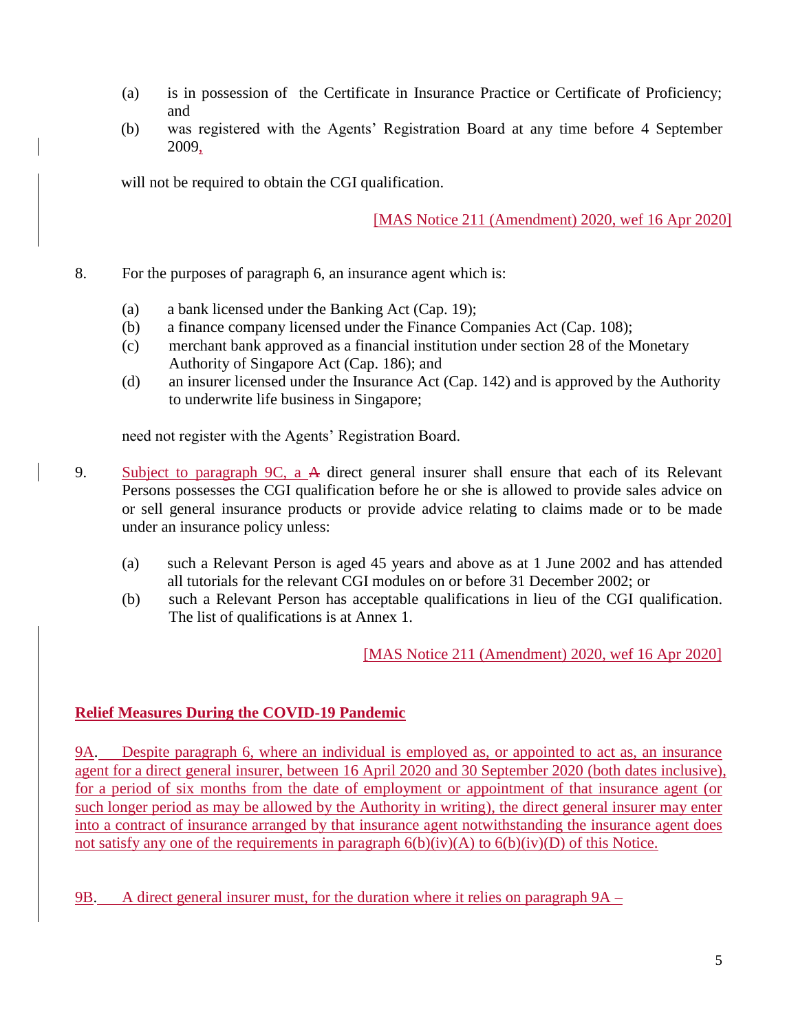(a) is in possession of the Certificate in Insurance Practice or Certificate of Proficiency; and

(b) was registered with the Agents' Registration Board at any time before 4 September 2009,

will not be required to obtain the CGI qualification.

[MAS Notice 211 (Amendment) 2020, wef 16 Apr 2020]

8. For the purposes of paragraph 6, an insurance agent which is:

(a) a bank licensed under the Banking Act (Cap. 19);

(b) a finance company licensed under the Finance Companies Act (Cap. 108);

(c) merchant bank approved as a financial institution under section 28 of the Monetary Authority of Singapore Act (Cap. 186); and

(d) an insurer licensed under the Insurance Act (Cap. 142) and is approved by the Authority to underwrite life business in Singapore;

need not register with the Agents' Registration Board.

9. Subject to paragraph 9C, a ~~A~~ direct general insurer shall ensure that each of its Relevant Persons possesses the CGI qualification before he or she is allowed to provide sales advice on or sell general insurance products or provide advice relating to claims made or to be made under an insurance policy unless:

(a) such a Relevant Person is aged 45 years and above as at 1 June 2002 and has attended all tutorials for the relevant CGI modules on or before 31 December 2002; or

(b) such a Relevant Person has acceptable qualifications in lieu of the CGI qualification. The list of qualifications is at Annex 1.

[MAS Notice 211 (Amendment) 2020, wef 16 Apr 2020]

**Relief Measures During the COVID-19 Pandemic**

9A. Despite paragraph 6, where an individual is employed as, or appointed to act as, an insurance agent for a direct general insurer, between 16 April 2020 and 30 September 2020 (both dates inclusive), for a period of six months from the date of employment or appointment of that insurance agent (or such longer period as may be allowed by the Authority in writing), the direct general insurer may enter into a contract of insurance arranged by that insurance agent notwithstanding the insurance agent does not satisfy any one of the requirements in paragraph 6(b)(iv)(A) to 6(b)(iv)(D) of this Notice.

9B. A direct general insurer must, for the duration where it relies on paragraph 9A –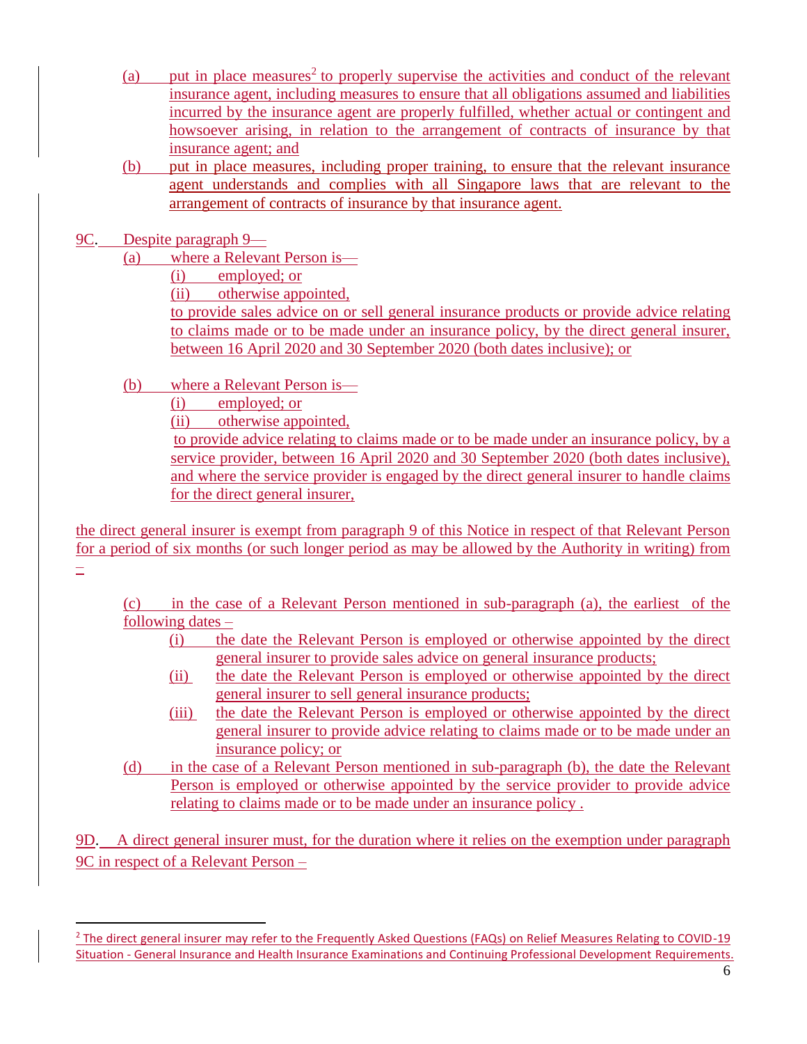(a) put in place measures[2] to properly supervise the activities and conduct of the relevant insurance agent, including measures to ensure that all obligations assumed and liabilities incurred by the insurance agent are properly fulfilled, whether actual or contingent and howsoever arising, in relation to the arrangement of contracts of insurance by that insurance agent; and

(b) put in place measures, including proper training, to ensure that the relevant insurance agent understands and complies with all Singapore laws that are relevant to the arrangement of contracts of insurance by that insurance agent.

9C. Despite paragraph 9—

(a) where a Relevant Person is—
  (i) employed; or
  (ii) otherwise appointed,

  to provide sales advice on or sell general insurance products or provide advice relating to claims made or to be made under an insurance policy, by the direct general insurer, between 16 April 2020 and 30 September 2020 (both dates inclusive); or

(b) where a Relevant Person is—
  (i) employed; or
  (ii) otherwise appointed,

  to provide advice relating to claims made or to be made under an insurance policy, by a service provider, between 16 April 2020 and 30 September 2020 (both dates inclusive), and where the service provider is engaged by the direct general insurer to handle claims for the direct general insurer,

the direct general insurer is exempt from paragraph 9 of this Notice in respect of that Relevant Person for a period of six months (or such longer period as may be allowed by the Authority in writing) from –

(c) in the case of a Relevant Person mentioned in sub-paragraph (a), the earliest of the following dates –
  (i) the date the Relevant Person is employed or otherwise appointed by the direct general insurer to provide sales advice on general insurance products;
  (ii) the date the Relevant Person is employed or otherwise appointed by the direct general insurer to sell general insurance products;
  (iii) the date the Relevant Person is employed or otherwise appointed by the direct general insurer to provide advice relating to claims made or to be made under an insurance policy; or

(d) in the case of a Relevant Person mentioned in sub-paragraph (b), the date the Relevant Person is employed or otherwise appointed by the service provider to provide advice relating to claims made or to be made under an insurance policy .

9D. A direct general insurer must, for the duration where it relies on the exemption under paragraph 9C in respect of a Relevant Person –

[2] The direct general insurer may refer to the Frequently Asked Questions (FAQs) on Relief Measures Relating to COVID-19 Situation - General Insurance and Health Insurance Examinations and Continuing Professional Development Requirements.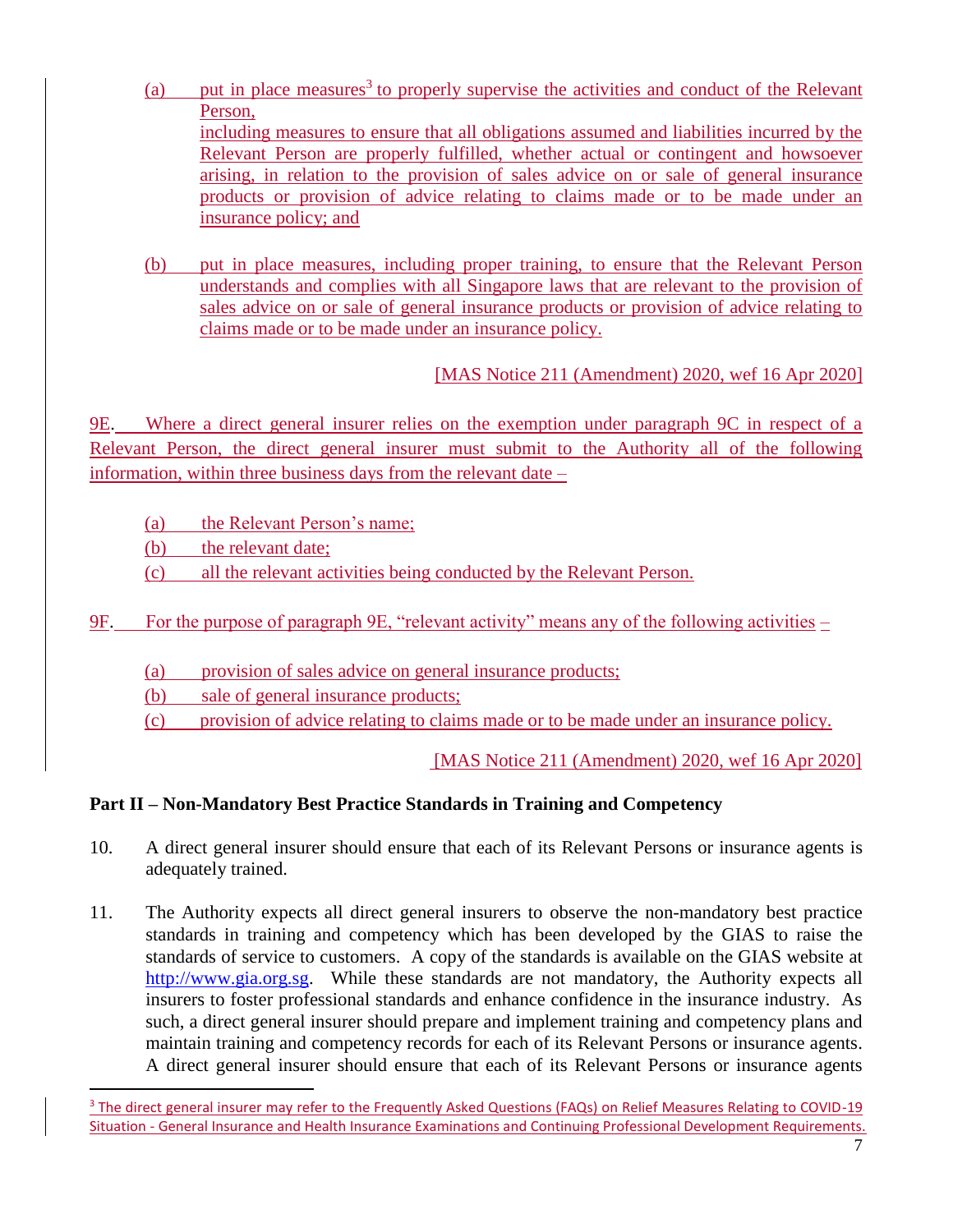(a) put in place measures[3] to properly supervise the activities and conduct of the Relevant Person,
including measures to ensure that all obligations assumed and liabilities incurred by the Relevant Person are properly fulfilled, whether actual or contingent and howsoever arising, in relation to the provision of sales advice on or sale of general insurance products or provision of advice relating to claims made or to be made under an insurance policy; and

(b) put in place measures, including proper training, to ensure that the Relevant Person understands and complies with all Singapore laws that are relevant to the provision of sales advice on or sale of general insurance products or provision of advice relating to claims made or to be made under an insurance policy.

[MAS Notice 211 (Amendment) 2020, wef 16 Apr 2020]

9E. Where a direct general insurer relies on the exemption under paragraph 9C in respect of a Relevant Person, the direct general insurer must submit to the Authority all of the following information, within three business days from the relevant date –

(a) the Relevant Person's name;
(b) the relevant date;
(c) all the relevant activities being conducted by the Relevant Person.

9F. For the purpose of paragraph 9E, "relevant activity" means any of the following activities –

(a) provision of sales advice on general insurance products;
(b) sale of general insurance products;
(c) provision of advice relating to claims made or to be made under an insurance policy.

[MAS Notice 211 (Amendment) 2020, wef 16 Apr 2020]

## Part II – Non-Mandatory Best Practice Standards in Training and Competency

10. A direct general insurer should ensure that each of its Relevant Persons or insurance agents is adequately trained.

11. The Authority expects all direct general insurers to observe the non-mandatory best practice standards in training and competency which has been developed by the GIAS to raise the standards of service to customers. A copy of the standards is available on the GIAS website at http://www.gia.org.sg. While these standards are not mandatory, the Authority expects all insurers to foster professional standards and enhance confidence in the insurance industry. As such, a direct general insurer should prepare and implement training and competency plans and maintain training and competency records for each of its Relevant Persons or insurance agents. A direct general insurer should ensure that each of its Relevant Persons or insurance agents

[3] The direct general insurer may refer to the Frequently Asked Questions (FAQs) on Relief Measures Relating to COVID-19 Situation - General Insurance and Health Insurance Examinations and Continuing Professional Development Requirements.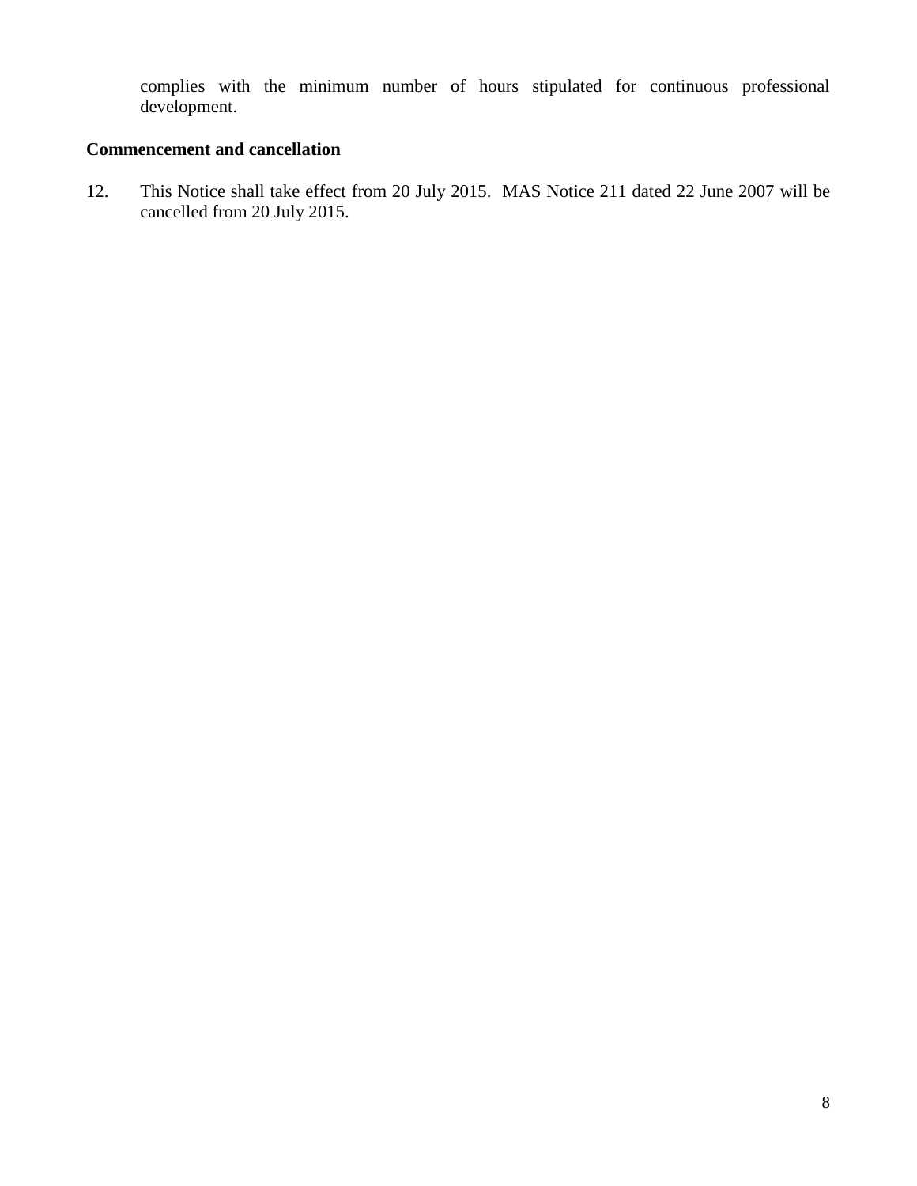complies with the minimum number of hours stipulated for continuous professional development.

**Commencement and cancellation**

12. This Notice shall take effect from 20 July 2015. MAS Notice 211 dated 22 June 2007 will be cancelled from 20 July 2015.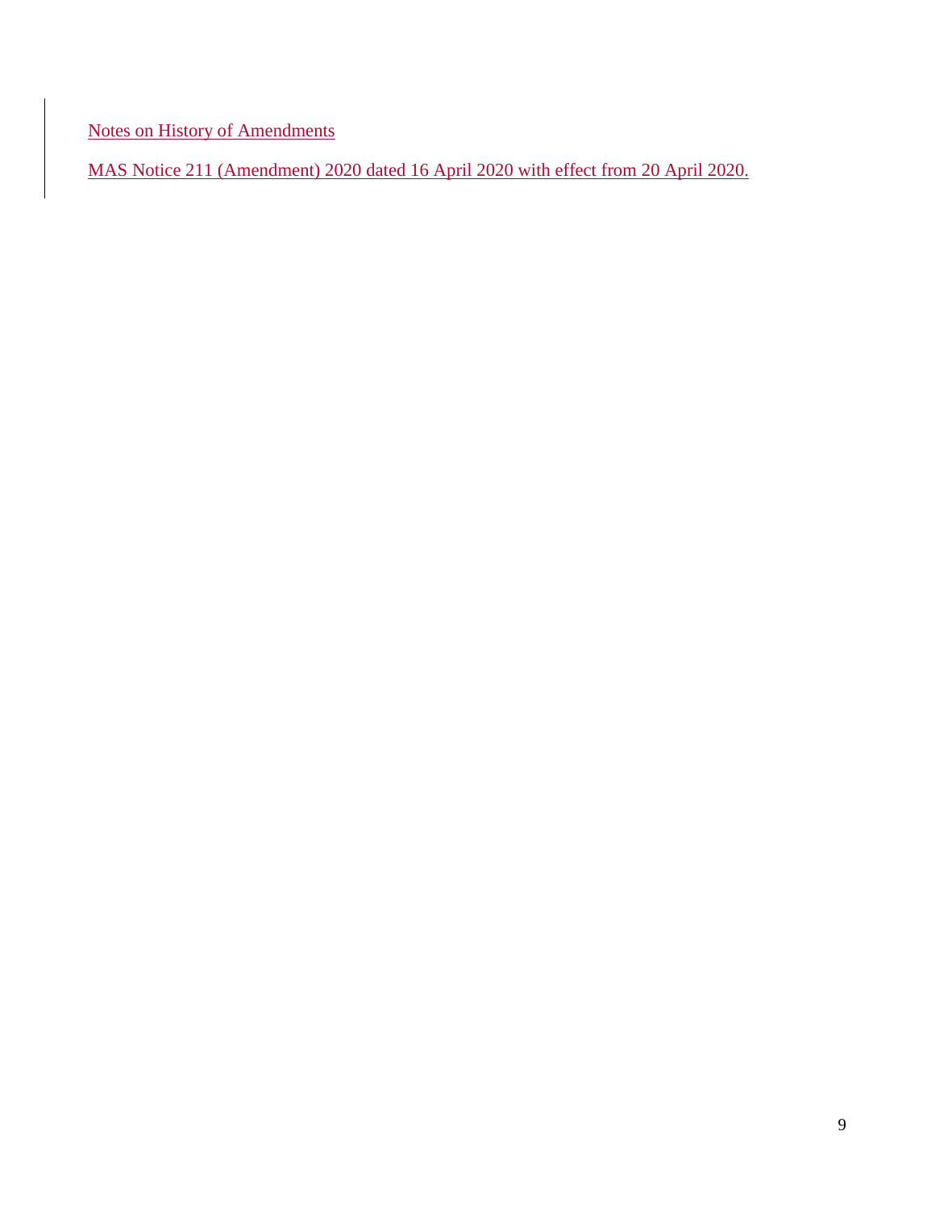Notes on History of Amendments

MAS Notice 211 (Amendment) 2020 dated 16 April 2020 with effect from 20 April 2020.